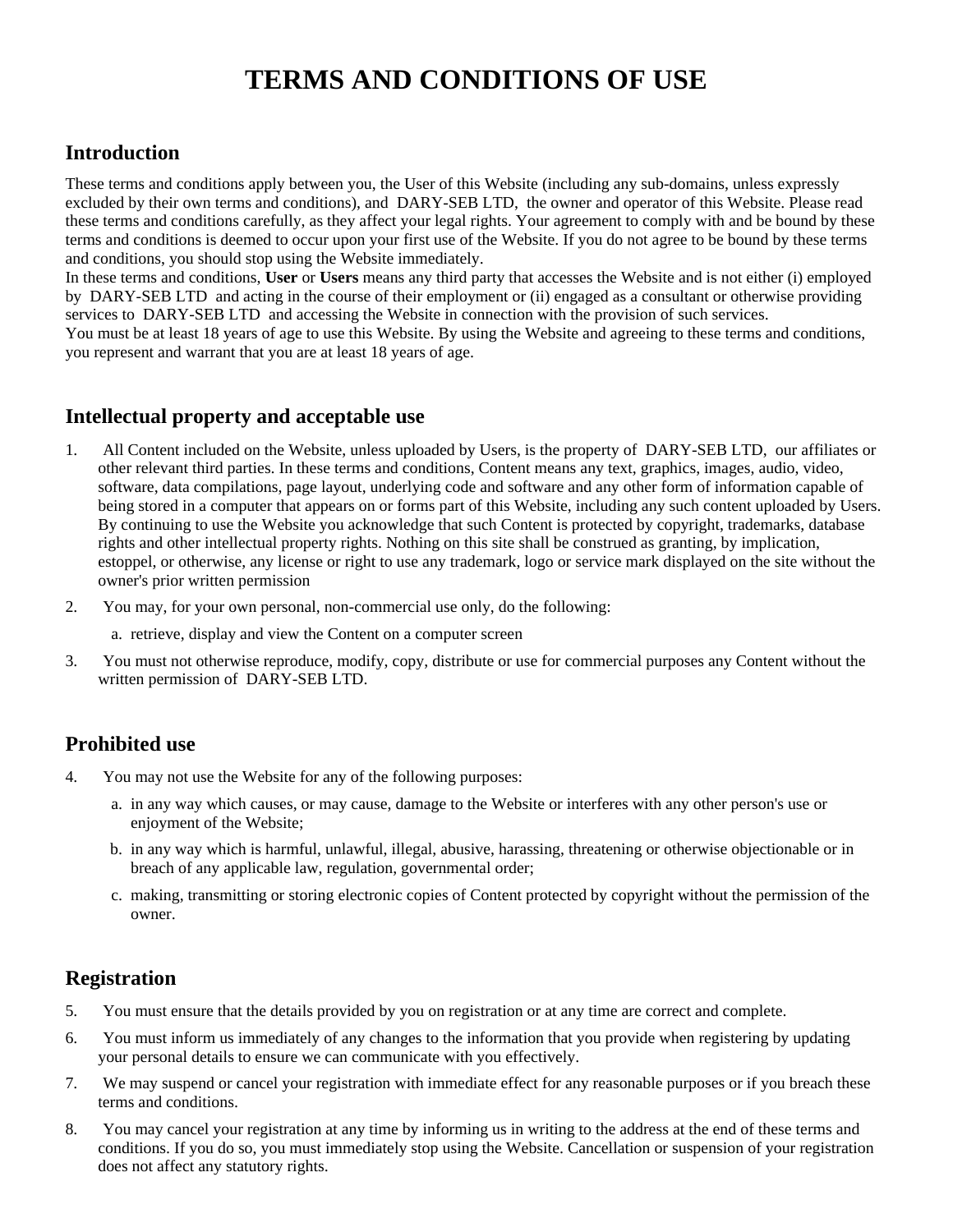# TERMS AND CONDITIONS OF USE

## Introduction

These terms and conditions apply between you, the User of this Website (including any sub-domains, unless expressly excluded by their own terms and conditions), and DARY-SEB LTD, the owner and operator of this Website. Please read these terms and conditions carefully, as they affect your legal rights. Your agreement to comply with and be bound by these terms and conditions is deemed to occur upon your first use of the Website. If you do not agree to be bound by these terms and conditions, you should stop using the Website immediately.

In these terms and conditions, **User** or **Users** means any third party that accesses the Website and is not either (i) employed by DARY-SEB LTD and acting in the course of their employment or (ii) engaged as a consultant or otherwise providing services to DARY-SEB LTD and accessing the Website in connection with the provision of such services.

You must be at least 18 years of age to use this Website. By using the Website and agreeing to these terms and conditions, you represent and warrant that you are at least 18 years of age.

## Intellectual property and acceptable use

1. All Content included on the Website, unless uploaded by Users, is the property of DARY-SEB LTD, our affiliates or other relevant third parties. In these terms and conditions, Content means any text, graphics, images, audio, video, software, data compilations, page layout, underlying code and software and any other form of information capable of being stored in a computer that appears on or forms part of this Website, including any such content uploaded by Users. By continuing to use the Website you acknowledge that such Content is protected by copyright, trademarks, database rights and other intellectual property rights. Nothing on this site shall be construed as granting, by implication, estoppel, or otherwise, any license or right to use any trademark, logo or service mark displayed on the site without the owner's prior written permission
2. You may, for your own personal, non-commercial use only, do the following:
   a. retrieve, display and view the Content on a computer screen
3. You must not otherwise reproduce, modify, copy, distribute or use for commercial purposes any Content without the written permission of DARY-SEB LTD.

## Prohibited use

4. You may not use the Website for any of the following purposes:
   a. in any way which causes, or may cause, damage to the Website or interferes with any other person's use or enjoyment of the Website;
   b. in any way which is harmful, unlawful, illegal, abusive, harassing, threatening or otherwise objectionable or in breach of any applicable law, regulation, governmental order;
   c. making, transmitting or storing electronic copies of Content protected by copyright without the permission of the owner.

## Registration

5. You must ensure that the details provided by you on registration or at any time are correct and complete.
6. You must inform us immediately of any changes to the information that you provide when registering by updating your personal details to ensure we can communicate with you effectively.
7. We may suspend or cancel your registration with immediate effect for any reasonable purposes or if you breach these terms and conditions.
8. You may cancel your registration at any time by informing us in writing to the address at the end of these terms and conditions. If you do so, you must immediately stop using the Website. Cancellation or suspension of your registration does not affect any statutory rights.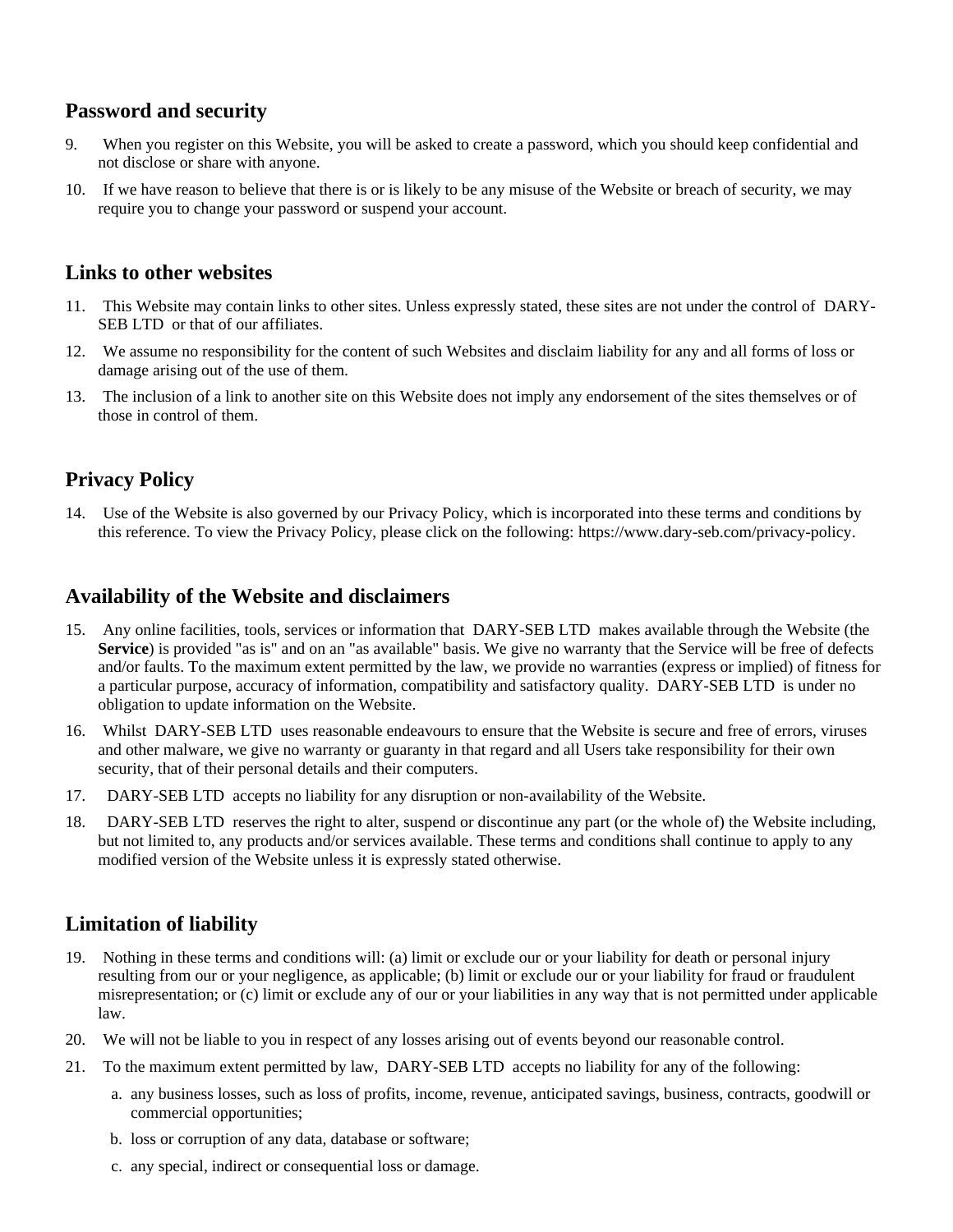## Password and security

9. When you register on this Website, you will be asked to create a password, which you should keep confidential and not disclose or share with anyone.
10. If we have reason to believe that there is or is likely to be any misuse of the Website or breach of security, we may require you to change your password or suspend your account.

## Links to other websites

11. This Website may contain links to other sites. Unless expressly stated, these sites are not under the control of DARY-SEB LTD or that of our affiliates.
12. We assume no responsibility for the content of such Websites and disclaim liability for any and all forms of loss or damage arising out of the use of them.
13. The inclusion of a link to another site on this Website does not imply any endorsement of the sites themselves or of those in control of them.

## Privacy Policy

14. Use of the Website is also governed by our Privacy Policy, which is incorporated into these terms and conditions by this reference. To view the Privacy Policy, please click on the following: https://www.dary-seb.com/privacy-policy.

## Availability of the Website and disclaimers

15. Any online facilities, tools, services or information that DARY-SEB LTD makes available through the Website (the **Service**) is provided "as is" and on an "as available" basis. We give no warranty that the Service will be free of defects and/or faults. To the maximum extent permitted by the law, we provide no warranties (express or implied) of fitness for a particular purpose, accuracy of information, compatibility and satisfactory quality. DARY-SEB LTD is under no obligation to update information on the Website.
16. Whilst DARY-SEB LTD uses reasonable endeavours to ensure that the Website is secure and free of errors, viruses and other malware, we give no warranty or guaranty in that regard and all Users take responsibility for their own security, that of their personal details and their computers.
17. DARY-SEB LTD accepts no liability for any disruption or non-availability of the Website.
18. DARY-SEB LTD reserves the right to alter, suspend or discontinue any part (or the whole of) the Website including, but not limited to, any products and/or services available. These terms and conditions shall continue to apply to any modified version of the Website unless it is expressly stated otherwise.

## Limitation of liability

19. Nothing in these terms and conditions will: (a) limit or exclude our or your liability for death or personal injury resulting from our or your negligence, as applicable; (b) limit or exclude our or your liability for fraud or fraudulent misrepresentation; or (c) limit or exclude any of our or your liabilities in any way that is not permitted under applicable law.
20. We will not be liable to you in respect of any losses arising out of events beyond our reasonable control.
21. To the maximum extent permitted by law, DARY-SEB LTD accepts no liability for any of the following:
    a. any business losses, such as loss of profits, income, revenue, anticipated savings, business, contracts, goodwill or commercial opportunities;
    b. loss or corruption of any data, database or software;
    c. any special, indirect or consequential loss or damage.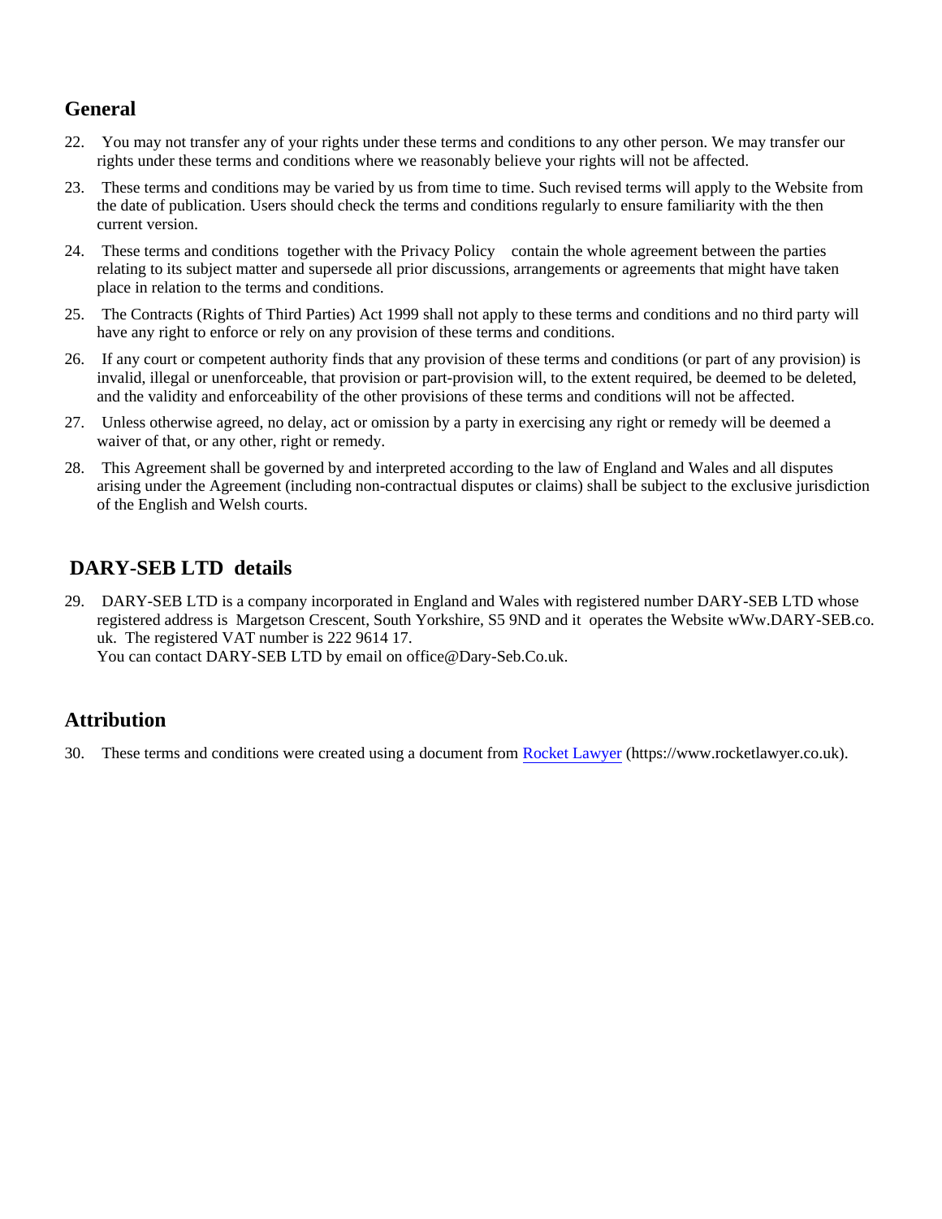## General

22. You may not transfer any of your rights under these terms and conditions to any other person. We may transfer our rights under these terms and conditions where we reasonably believe your rights will not be affected.
23. These terms and conditions may be varied by us from time to time. Such revised terms will apply to the Website from the date of publication. Users should check the terms and conditions regularly to ensure familiarity with the then current version.
24. These terms and conditions together with the Privacy Policy contain the whole agreement between the parties relating to its subject matter and supersede all prior discussions, arrangements or agreements that might have taken place in relation to the terms and conditions.
25. The Contracts (Rights of Third Parties) Act 1999 shall not apply to these terms and conditions and no third party will have any right to enforce or rely on any provision of these terms and conditions.
26. If any court or competent authority finds that any provision of these terms and conditions (or part of any provision) is invalid, illegal or unenforceable, that provision or part-provision will, to the extent required, be deemed to be deleted, and the validity and enforceability of the other provisions of these terms and conditions will not be affected.
27. Unless otherwise agreed, no delay, act or omission by a party in exercising any right or remedy will be deemed a waiver of that, or any other, right or remedy.
28. This Agreement shall be governed by and interpreted according to the law of England and Wales and all disputes arising under the Agreement (including non-contractual disputes or claims) shall be subject to the exclusive jurisdiction of the English and Welsh courts.

## DARY-SEB LTD details

29. DARY-SEB LTD is a company incorporated in England and Wales with registered number DARY-SEB LTD whose registered address is Margetson Crescent, South Yorkshire, S5 9ND and it operates the Website wWw.DARY-SEB.co.uk. The registered VAT number is 222 9614 17.
    You can contact DARY-SEB LTD by email on office@Dary-Seb.Co.uk.

## Attribution

30. These terms and conditions were created using a document from [Rocket Lawyer](https://www.rocketlawyer.co.uk) (https://www.rocketlawyer.co.uk).